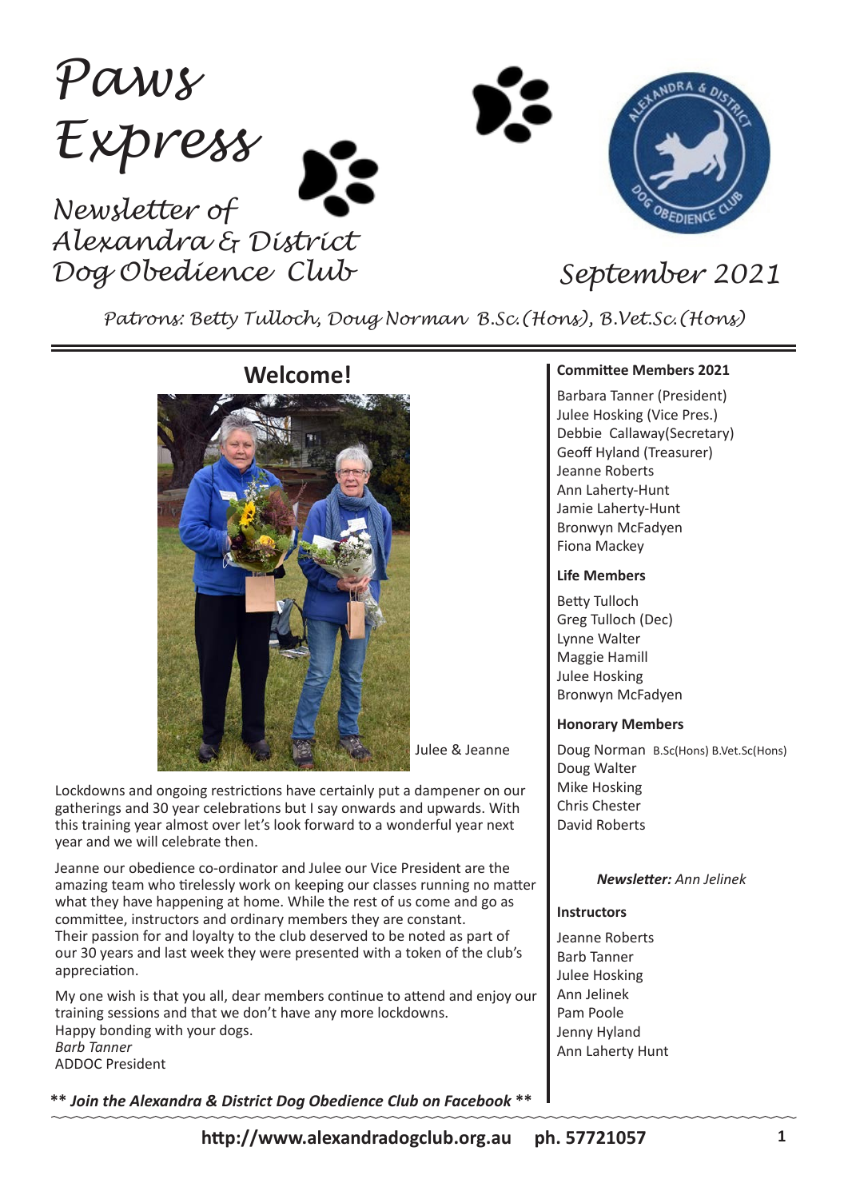# Paws Express

*Newsletter of Alexandra & District Dog Obedience Club*

*September 2021*

*Patrons: Betty Tulloch, Doug Norman B.Sc.(Hons), B.Vet.Sc.(Hons)*

## Welcome!

Julee & Jeanne

Lockdowns and ongoing restrictions have certainly put a dampener on our gatherings and 30 year celebrations but I say onwards and upwards. With this training year almost over let's look forward to a wonderful year next year and we will celebrate then.

Jeanne our obedience co-ordinator and Julee our Vice President are the amazing team who tirelessly work on keeping our classes running no matter what they have happening at home. While the rest of us come and go as committee, instructors and ordinary members they are constant. Their passion for and loyalty to the club deserved to be noted as part of our 30 years and last week they were presented with a token of the club's appreciation.

My one wish is that you all, dear members continue to attend and enjoy our training sessions and that we don't have any more lockdowns.
Happy bonding with your dogs.
*Barb Tanner*
ADDOC President

***\*\* Join the Alexandra & District Dog Obedience Club on Facebook \*\****

### Committee Members 2021

Barbara Tanner (President)
Julee Hosking (Vice Pres.)
Debbie Callaway(Secretary)
Geoff Hyland (Treasurer)
Jeanne Roberts
Ann Laherty-Hunt
Jamie Laherty-Hunt
Bronwyn McFadyen
Fiona Mackey

### Life Members

Betty Tulloch
Greg Tulloch (Dec)
Lynne Walter
Maggie Hamill
Julee Hosking
Bronwyn McFadyen

### Honorary Members

Doug Norman B.Sc(Hons) B.Vet.Sc(Hons)
Doug Walter
Mike Hosking
Chris Chester
David Roberts

***Newsletter:*** *Ann Jelinek*

### Instructors

Jeanne Roberts
Barb Tanner
Julee Hosking
Ann Jelinek
Pam Poole
Jenny Hyland
Ann Laherty Hunt

**http://www.alexandradogclub.org.au ph. 57721057**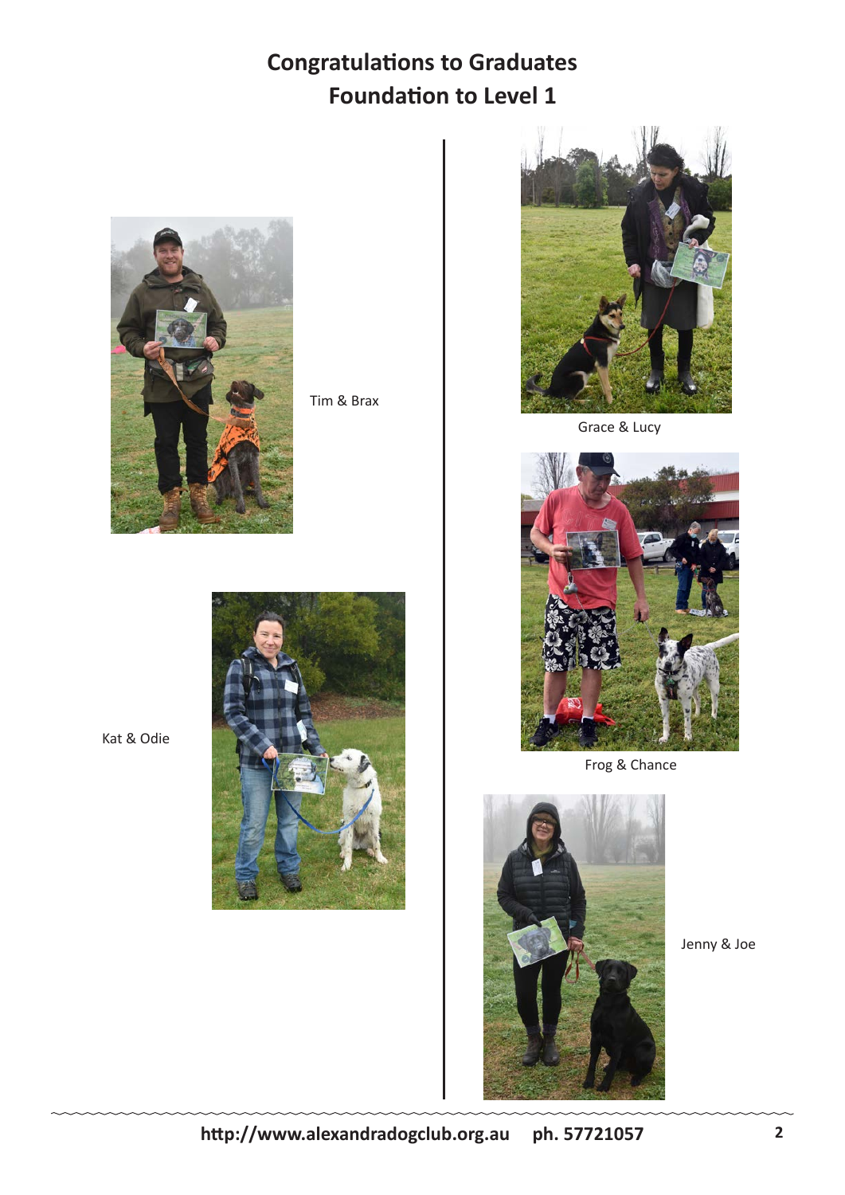# Congratulations to Graduates
## Foundation to Level 1

Tim & Brax

Grace & Lucy

Kat & Odie

Frog & Chance

Jenny & Joe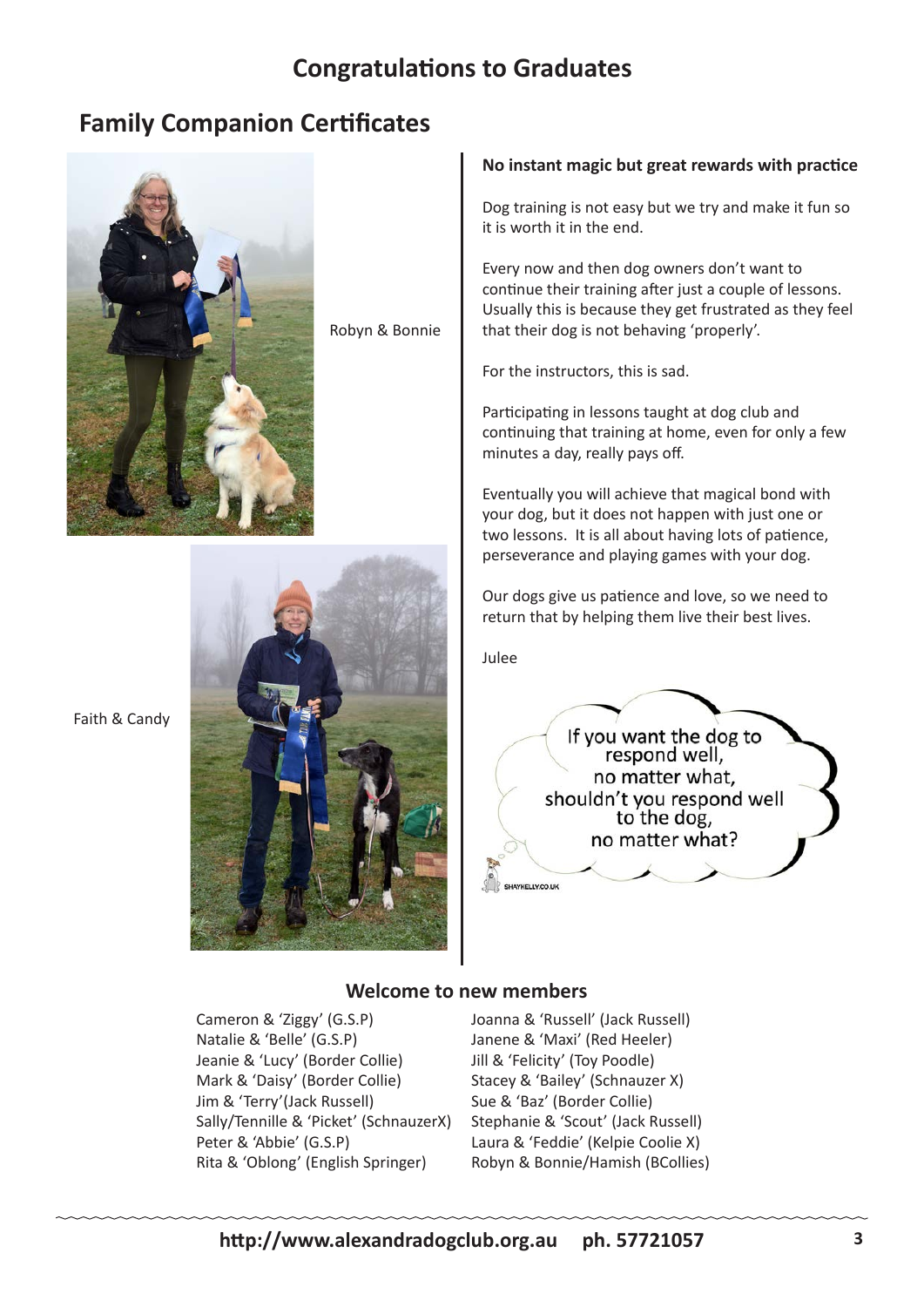# Congratulations to Graduates

## Family Companion Certificates

Robyn & Bonnie

Faith & Candy

### No instant magic but great rewards with practice

Dog training is not easy but we try and make it fun so it is worth it in the end.

Every now and then dog owners don't want to continue their training after just a couple of lessons. Usually this is because they get frustrated as they feel that their dog is not behaving 'properly'.

For the instructors, this is sad.

Participating in lessons taught at dog club and continuing that training at home, even for only a few minutes a day, really pays off.

Eventually you will achieve that magical bond with your dog, but it does not happen with just one or two lessons. It is all about having lots of patience, perseverance and playing games with your dog.

Our dogs give us patience and love, so we need to return that by helping them live their best lives.

Julee

If you want the dog to respond well, no matter what, shouldn't you respond well to the dog, no matter what?

SHAYKELLY.CO.UK

## Welcome to new members

Cameron & 'Ziggy' (G.S.P)
Natalie & 'Belle' (G.S.P)
Jeanie & 'Lucy' (Border Collie)
Mark & 'Daisy' (Border Collie)
Jim & 'Terry'(Jack Russell)
Sally/Tennille & 'Picket' (SchnauzerX)
Peter & 'Abbie' (G.S.P)
Rita & 'Oblong' (English Springer)
Joanna & 'Russell' (Jack Russell)
Janene & 'Maxi' (Red Heeler)
Jill & 'Felicity' (Toy Poodle)
Stacey & 'Bailey' (Schnauzer X)
Sue & 'Baz' (Border Collie)
Stephanie & 'Scout' (Jack Russell)
Laura & 'Feddie' (Kelpie Coolie X)
Robyn & Bonnie/Hamish (BCollies)

**http://www.alexandradogclub.org.au ph. 57721057**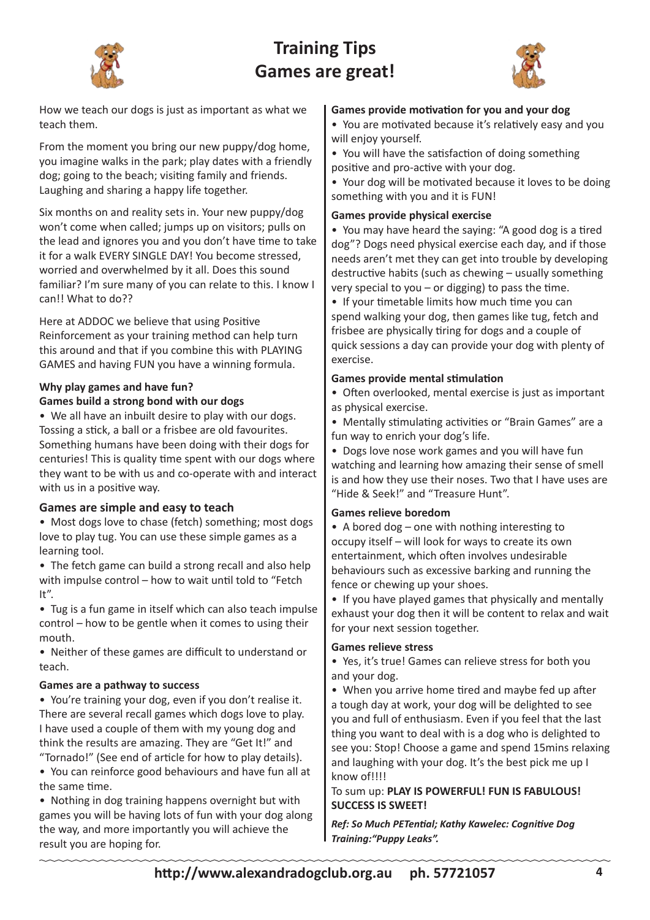# Training Tips
## Games are great!

How we teach our dogs is just as important as what we teach them.

From the moment you bring our new puppy/dog home, you imagine walks in the park; play dates with a friendly dog; going to the beach; visiting family and friends. Laughing and sharing a happy life together.

Six months on and reality sets in. Your new puppy/dog won't come when called; jumps up on visitors; pulls on the lead and ignores you and you don't have time to take it for a walk EVERY SINGLE DAY! You become stressed, worried and overwhelmed by it all. Does this sound familiar? I'm sure many of you can relate to this. I know I can!! What to do??

Here at ADDOC we believe that using Positive Reinforcement as your training method can help turn this around and that if you combine this with PLAYING GAMES and having FUN you have a winning formula.

**Why play games and have fun?**

**Games build a strong bond with our dogs**

- We all have an inbuilt desire to play with our dogs. Tossing a stick, a ball or a frisbee are old favourites. Something humans have been doing with their dogs for centuries! This is quality time spent with our dogs where they want to be with us and co-operate with and interact with us in a positive way.

**Games are simple and easy to teach**

- Most dogs love to chase (fetch) something; most dogs love to play tug. You can use these simple games as a learning tool.
- The fetch game can build a strong recall and also help with impulse control – how to wait until told to "Fetch It".
- Tug is a fun game in itself which can also teach impulse control – how to be gentle when it comes to using their mouth.
- Neither of these games are difficult to understand or teach.

**Games are a pathway to success**

- You're training your dog, even if you don't realise it. There are several recall games which dogs love to play. I have used a couple of them with my young dog and think the results are amazing. They are "Get It!" and "Tornado!" (See end of article for how to play details).
- You can reinforce good behaviours and have fun all at the same time.
- Nothing in dog training happens overnight but with games you will be having lots of fun with your dog along the way, and more importantly you will achieve the result you are hoping for.

**Games provide motivation for you and your dog**

- You are motivated because it's relatively easy and you will enjoy yourself.
- You will have the satisfaction of doing something positive and pro-active with your dog.
- Your dog will be motivated because it loves to be doing something with you and it is FUN!

**Games provide physical exercise**

- You may have heard the saying: "A good dog is a tired dog"? Dogs need physical exercise each day, and if those needs aren't met they can get into trouble by developing destructive habits (such as chewing – usually something very special to you – or digging) to pass the time.
- If your timetable limits how much time you can spend walking your dog, then games like tug, fetch and frisbee are physically tiring for dogs and a couple of quick sessions a day can provide your dog with plenty of exercise.

**Games provide mental stimulation**

- Often overlooked, mental exercise is just as important as physical exercise.
- Mentally stimulating activities or "Brain Games" are a fun way to enrich your dog's life.
- Dogs love nose work games and you will have fun watching and learning how amazing their sense of smell is and how they use their noses. Two that I have uses are "Hide & Seek!" and "Treasure Hunt".

**Games relieve boredom**

- A bored dog – one with nothing interesting to occupy itself – will look for ways to create its own entertainment, which often involves undesirable behaviours such as excessive barking and running the fence or chewing up your shoes.
- If you have played games that physically and mentally exhaust your dog then it will be content to relax and wait for your next session together.

**Games relieve stress**

- Yes, it's true! Games can relieve stress for both you and your dog.
- When you arrive home tired and maybe fed up after a tough day at work, your dog will be delighted to see you and full of enthusiasm. Even if you feel that the last thing you want to deal with is a dog who is delighted to see you: Stop! Choose a game and spend 15mins relaxing and laughing with your dog. It's the best pick me up I know of!!!!

To sum up: **PLAY IS POWERFUL! FUN IS FABULOUS! SUCCESS IS SWEET!**

***Ref: So Much PETential; Kathy Kawelec: Cognitive Dog Training:"Puppy Leaks".***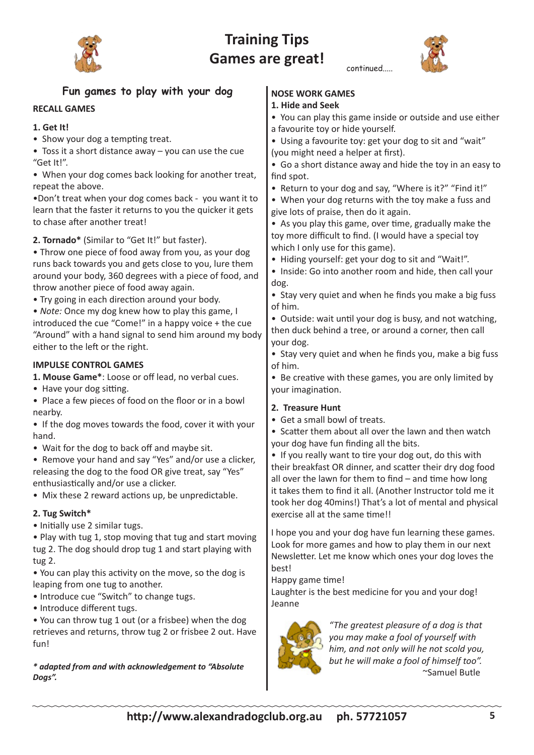# Training Tips
# Games are great!

continued.....

## Fun games to play with your dog

### RECALL GAMES

**1. Get It!**

- Show your dog a tempting treat.
- Toss it a short distance away – you can use the cue "Get It!".
- When your dog comes back looking for another treat, repeat the above.
- Don't treat when your dog comes back - you want it to learn that the faster it returns to you the quicker it gets to chase after another treat!

**2. Tornado*** (Similar to "Get It!" but faster).

- Throw one piece of food away from you, as your dog runs back towards you and gets close to you, lure them around your body, 360 degrees with a piece of food, and throw another piece of food away again.
- Try going in each direction around your body.
- *Note:* Once my dog knew how to play this game, I introduced the cue "Come!" in a happy voice + the cue "Around" with a hand signal to send him around my body either to the left or the right.

### IMPULSE CONTROL GAMES

**1. Mouse Game***: Loose or off lead, no verbal cues.

- Have your dog sitting.
- Place a few pieces of food on the floor or in a bowl nearby.
- If the dog moves towards the food, cover it with your hand.
- Wait for the dog to back off and maybe sit.
- Remove your hand and say "Yes" and/or use a clicker, releasing the dog to the food OR give treat, say "Yes" enthusiastically and/or use a clicker.
- Mix these 2 reward actions up, be unpredictable.

**2. Tug Switch***

- Initially use 2 similar tugs.
- Play with tug 1, stop moving that tug and start moving tug 2. The dog should drop tug 1 and start playing with tug 2.
- You can play this activity on the move, so the dog is leaping from one tug to another.
- Introduce cue "Switch" to change tugs.
- Introduce different tugs.
- You can throw tug 1 out (or a frisbee) when the dog retrieves and returns, throw tug 2 or frisbee 2 out. Have fun!

***\* adapted from and with acknowledgement to "Absolute Dogs".***

### NOSE WORK GAMES

**1. Hide and Seek**

- You can play this game inside or outside and use either a favourite toy or hide yourself.
- Using a favourite toy: get your dog to sit and "wait" (you might need a helper at first).
- Go a short distance away and hide the toy in an easy to find spot.
- Return to your dog and say, "Where is it?" "Find it!"
- When your dog returns with the toy make a fuss and give lots of praise, then do it again.
- As you play this game, over time, gradually make the toy more difficult to find. (I would have a special toy which I only use for this game).
- Hiding yourself: get your dog to sit and "Wait!".
- Inside: Go into another room and hide, then call your dog.
- Stay very quiet and when he finds you make a big fuss of him.
- Outside: wait until your dog is busy, and not watching, then duck behind a tree, or around a corner, then call your dog.
- Stay very quiet and when he finds you, make a big fuss of him.
- Be creative with these games, you are only limited by your imagination.

**2. Treasure Hunt**

- Get a small bowl of treats.
- Scatter them about all over the lawn and then watch your dog have fun finding all the bits.
- If you really want to tire your dog out, do this with their breakfast OR dinner, and scatter their dry dog food all over the lawn for them to find – and time how long it takes them to find it all. (Another Instructor told me it took her dog 40mins!) That's a lot of mental and physical exercise all at the same time!!

I hope you and your dog have fun learning these games. Look for more games and how to play them in our next Newsletter. Let me know which ones your dog loves the best!

Happy game time!

Laughter is the best medicine for you and your dog!

Jeanne

*"The greatest pleasure of a dog is that you may make a fool of yourself with him, and not only will he not scold you, but he will make a fool of himself too".*
~Samuel Butle

http://www.alexandradogclub.org.au ph. 57721057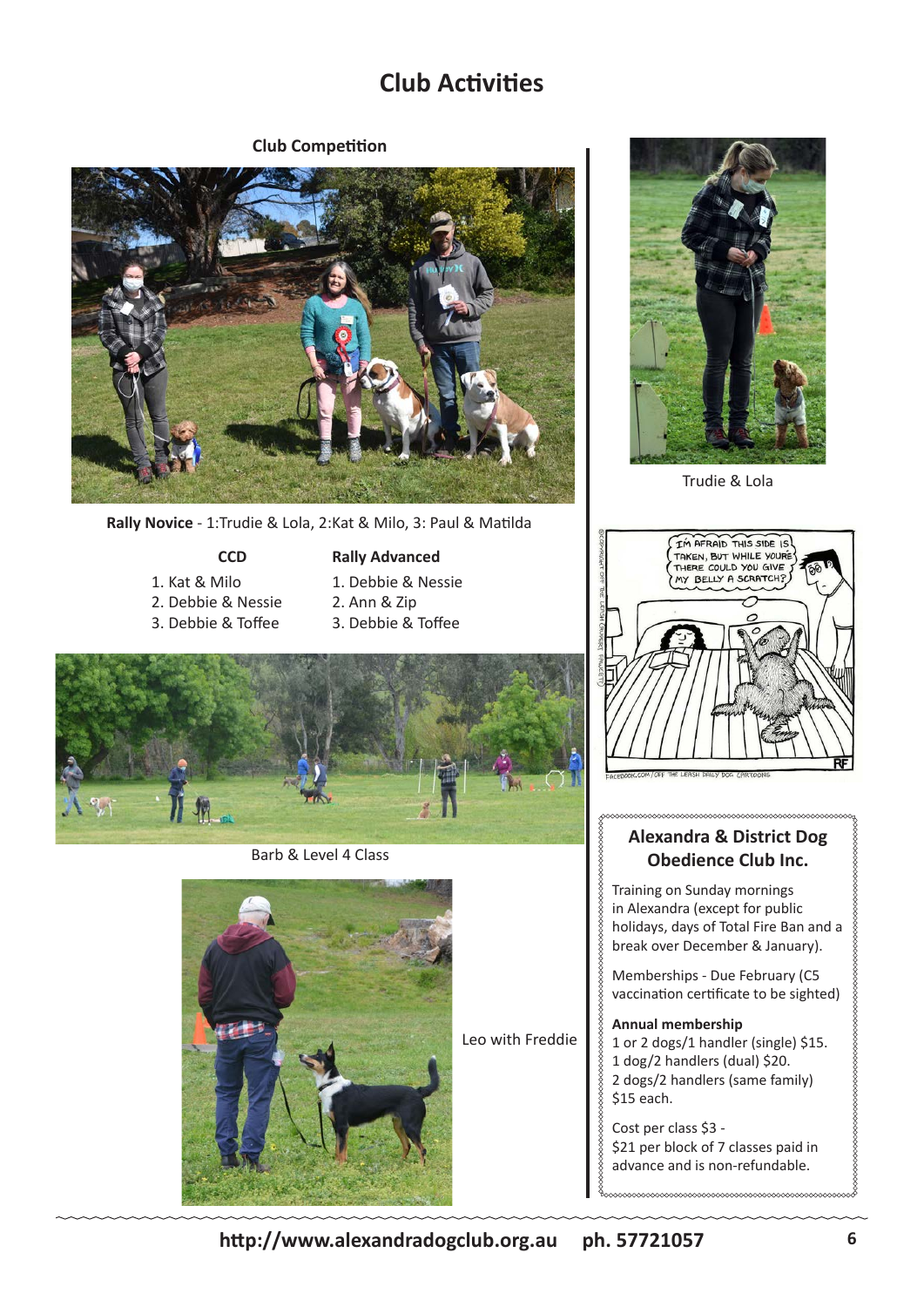# Club Activities

## Club Competition

**Rally Novice** - 1:Trudie & Lola, 2:Kat & Milo, 3: Paul & Matilda

**CCD**

1. Kat & Milo
2. Debbie & Nessie
3. Debbie & Toffee

**Rally Advanced**

1. Debbie & Nessie
2. Ann & Zip
3. Debbie & Toffee

Barb & Level 4 Class

Leo with Freddie

Trudie & Lola

### Alexandra & District Dog Obedience Club Inc.

Training on Sunday mornings in Alexandra (except for public holidays, days of Total Fire Ban and a break over December & January).

Memberships - Due February (C5 vaccination certificate to be sighted)

**Annual membership**
1 or 2 dogs/1 handler (single) $15.
1 dog/2 handlers (dual) $20.
2 dogs/2 handlers (same family) $15 each.

Cost per class $3 -
$21 per block of 7 classes paid in advance and is non-refundable.

**http://www.alexandradogclub.org.au ph. 57721057**